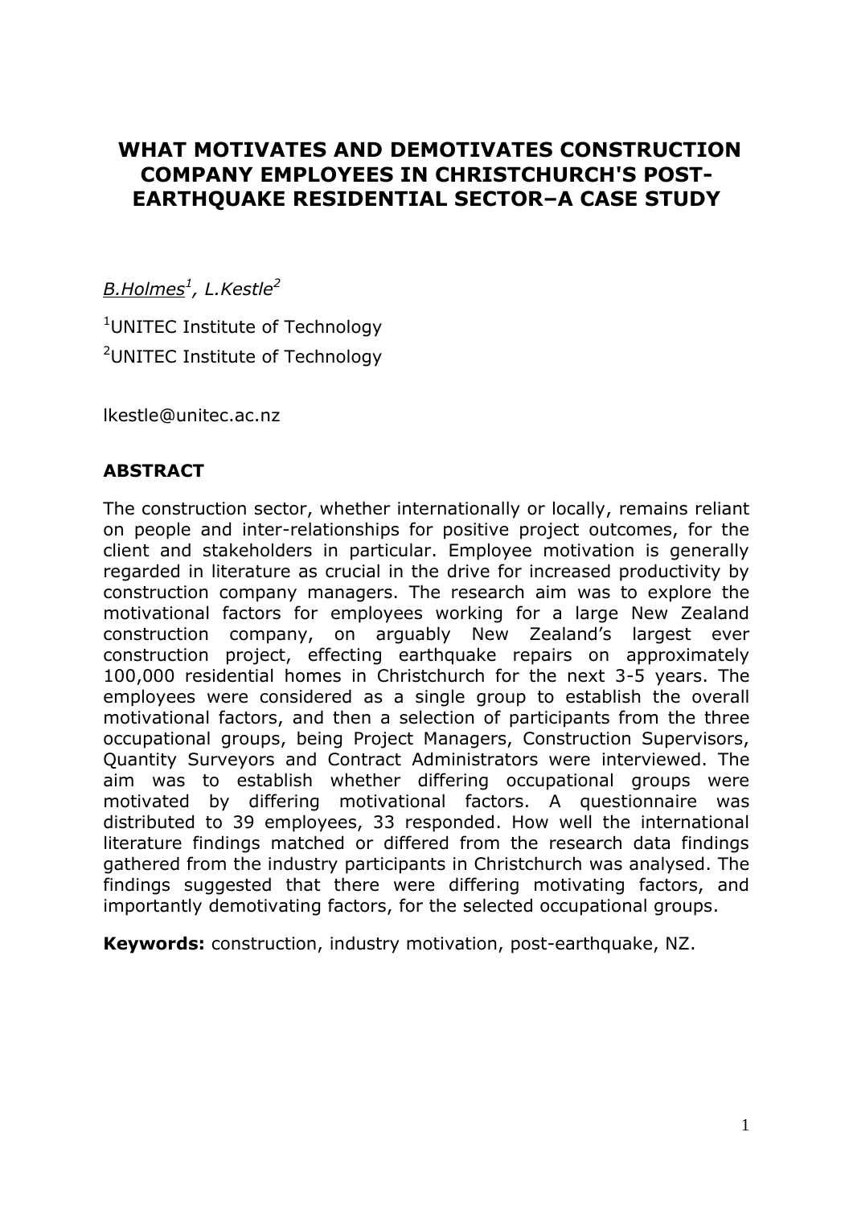# WHAT MOTIVATES AND DEMOTIVATES CONSTRUCTION COMPANY EMPLOYEES IN CHRISTCHURCH'S POST-EARTHQUAKE RESIDENTIAL SECTOR–A CASE STUDY

*B.Holmes*[1], *L.Kestle*[2]

[1]UNITEC Institute of Technology

[2]UNITEC Institute of Technology

lkestle@unitec.ac.nz

## ABSTRACT

The construction sector, whether internationally or locally, remains reliant on people and inter-relationships for positive project outcomes, for the client and stakeholders in particular. Employee motivation is generally regarded in literature as crucial in the drive for increased productivity by construction company managers. The research aim was to explore the motivational factors for employees working for a large New Zealand construction company, on arguably New Zealand's largest ever construction project, effecting earthquake repairs on approximately 100,000 residential homes in Christchurch for the next 3-5 years. The employees were considered as a single group to establish the overall motivational factors, and then a selection of participants from the three occupational groups, being Project Managers, Construction Supervisors, Quantity Surveyors and Contract Administrators were interviewed. The aim was to establish whether differing occupational groups were motivated by differing motivational factors. A questionnaire was distributed to 39 employees, 33 responded. How well the international literature findings matched or differed from the research data findings gathered from the industry participants in Christchurch was analysed. The findings suggested that there were differing motivating factors, and importantly demotivating factors, for the selected occupational groups.

**Keywords:** construction, industry motivation, post-earthquake, NZ.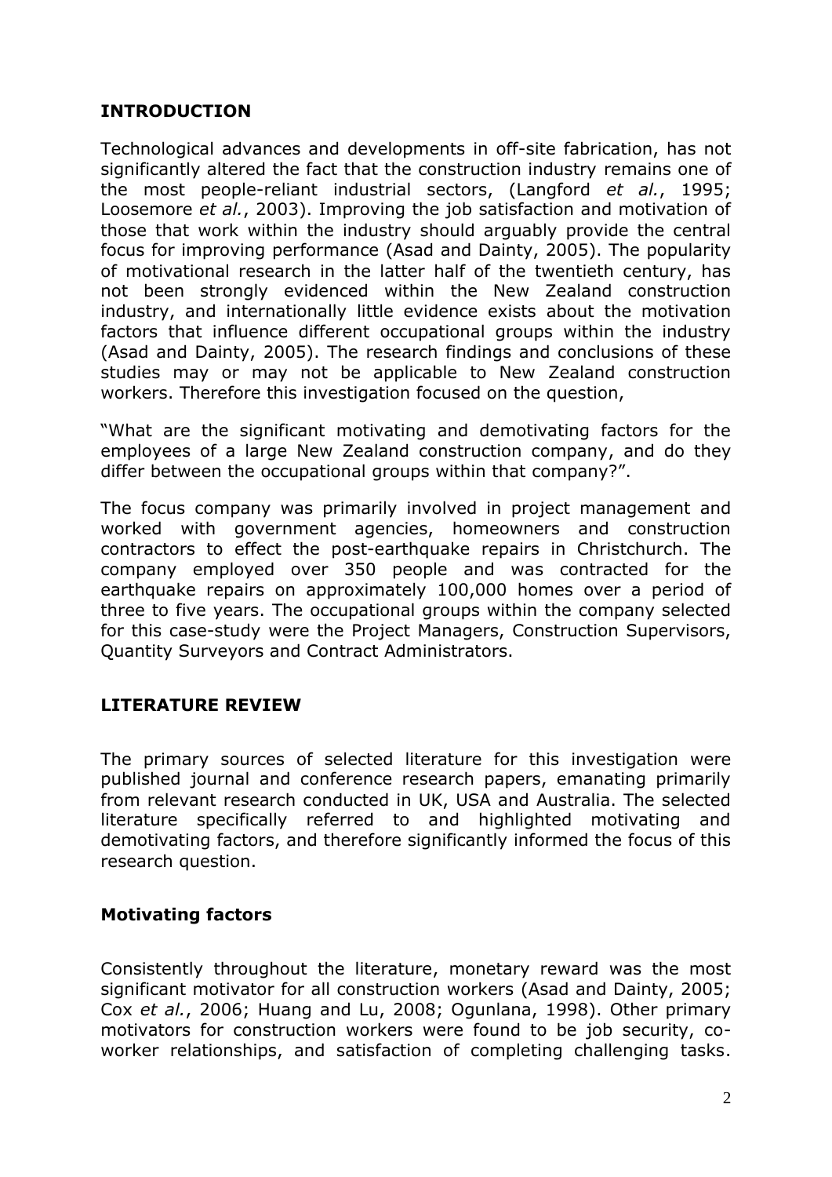## INTRODUCTION

Technological advances and developments in off-site fabrication, has not significantly altered the fact that the construction industry remains one of the most people-reliant industrial sectors, (Langford *et al.*, 1995; Loosemore *et al.*, 2003). Improving the job satisfaction and motivation of those that work within the industry should arguably provide the central focus for improving performance (Asad and Dainty, 2005). The popularity of motivational research in the latter half of the twentieth century, has not been strongly evidenced within the New Zealand construction industry, and internationally little evidence exists about the motivation factors that influence different occupational groups within the industry (Asad and Dainty, 2005). The research findings and conclusions of these studies may or may not be applicable to New Zealand construction workers. Therefore this investigation focused on the question,

"What are the significant motivating and demotivating factors for the employees of a large New Zealand construction company, and do they differ between the occupational groups within that company?".

The focus company was primarily involved in project management and worked with government agencies, homeowners and construction contractors to effect the post-earthquake repairs in Christchurch. The company employed over 350 people and was contracted for the earthquake repairs on approximately 100,000 homes over a period of three to five years. The occupational groups within the company selected for this case-study were the Project Managers, Construction Supervisors, Quantity Surveyors and Contract Administrators.

## LITERATURE REVIEW

The primary sources of selected literature for this investigation were published journal and conference research papers, emanating primarily from relevant research conducted in UK, USA and Australia. The selected literature specifically referred to and highlighted motivating and demotivating factors, and therefore significantly informed the focus of this research question.

### Motivating factors

Consistently throughout the literature, monetary reward was the most significant motivator for all construction workers (Asad and Dainty, 2005; Cox *et al.*, 2006; Huang and Lu, 2008; Ogunlana, 1998). Other primary motivators for construction workers were found to be job security, co-worker relationships, and satisfaction of completing challenging tasks.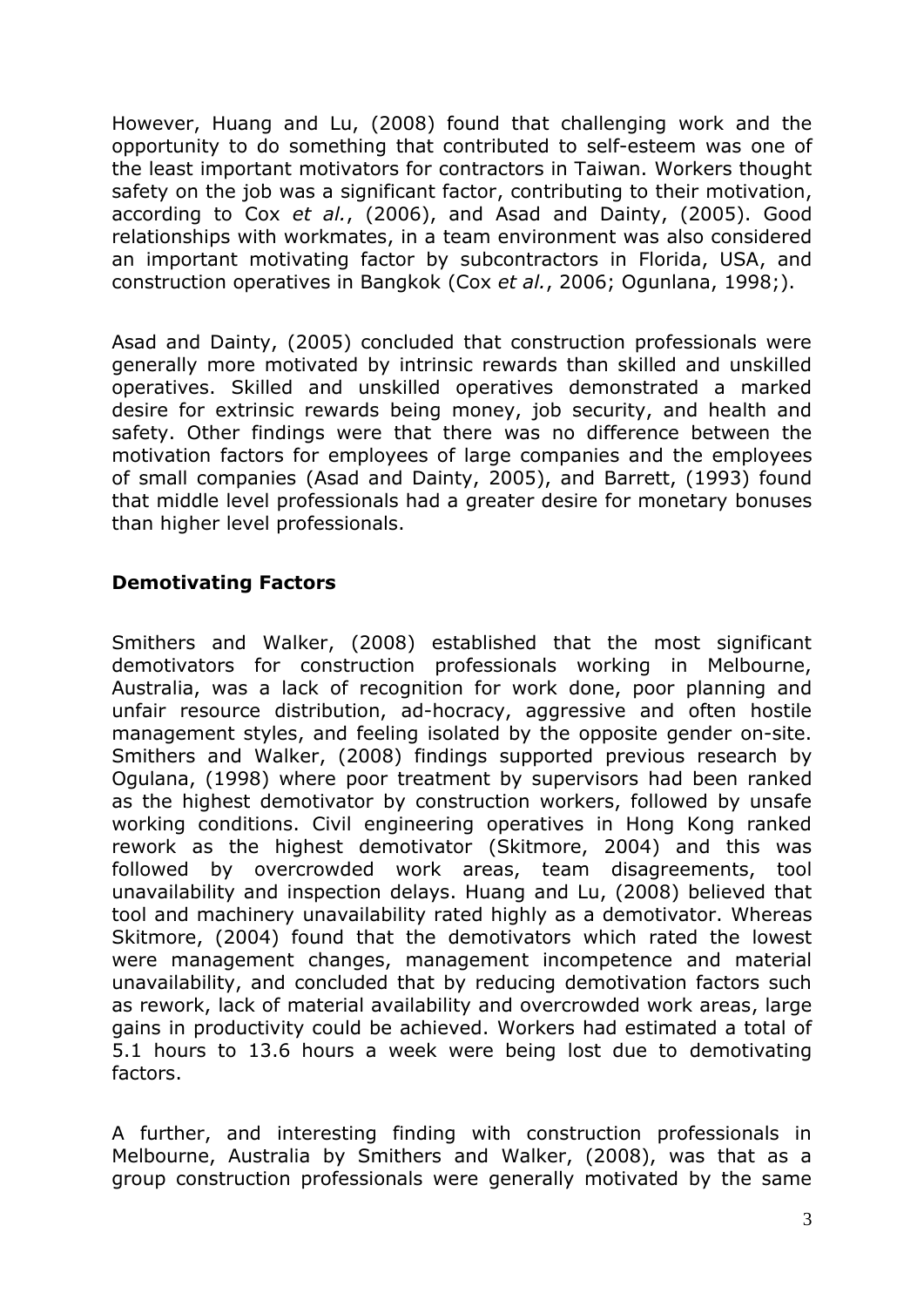However, Huang and Lu, (2008) found that challenging work and the opportunity to do something that contributed to self-esteem was one of the least important motivators for contractors in Taiwan. Workers thought safety on the job was a significant factor, contributing to their motivation, according to Cox *et al.*, (2006), and Asad and Dainty, (2005). Good relationships with workmates, in a team environment was also considered an important motivating factor by subcontractors in Florida, USA, and construction operatives in Bangkok (Cox *et al.*, 2006; Ogunlana, 1998;).

Asad and Dainty, (2005) concluded that construction professionals were generally more motivated by intrinsic rewards than skilled and unskilled operatives. Skilled and unskilled operatives demonstrated a marked desire for extrinsic rewards being money, job security, and health and safety. Other findings were that there was no difference between the motivation factors for employees of large companies and the employees of small companies (Asad and Dainty, 2005), and Barrett, (1993) found that middle level professionals had a greater desire for monetary bonuses than higher level professionals.

## Demotivating Factors

Smithers and Walker, (2008) established that the most significant demotivators for construction professionals working in Melbourne, Australia, was a lack of recognition for work done, poor planning and unfair resource distribution, ad-hocracy, aggressive and often hostile management styles, and feeling isolated by the opposite gender on-site. Smithers and Walker, (2008) findings supported previous research by Ogulana, (1998) where poor treatment by supervisors had been ranked as the highest demotivator by construction workers, followed by unsafe working conditions. Civil engineering operatives in Hong Kong ranked rework as the highest demotivator (Skitmore, 2004) and this was followed by overcrowded work areas, team disagreements, tool unavailability and inspection delays. Huang and Lu, (2008) believed that tool and machinery unavailability rated highly as a demotivator. Whereas Skitmore, (2004) found that the demotivators which rated the lowest were management changes, management incompetence and material unavailability, and concluded that by reducing demotivation factors such as rework, lack of material availability and overcrowded work areas, large gains in productivity could be achieved. Workers had estimated a total of 5.1 hours to 13.6 hours a week were being lost due to demotivating factors.

A further, and interesting finding with construction professionals in Melbourne, Australia by Smithers and Walker, (2008), was that as a group construction professionals were generally motivated by the same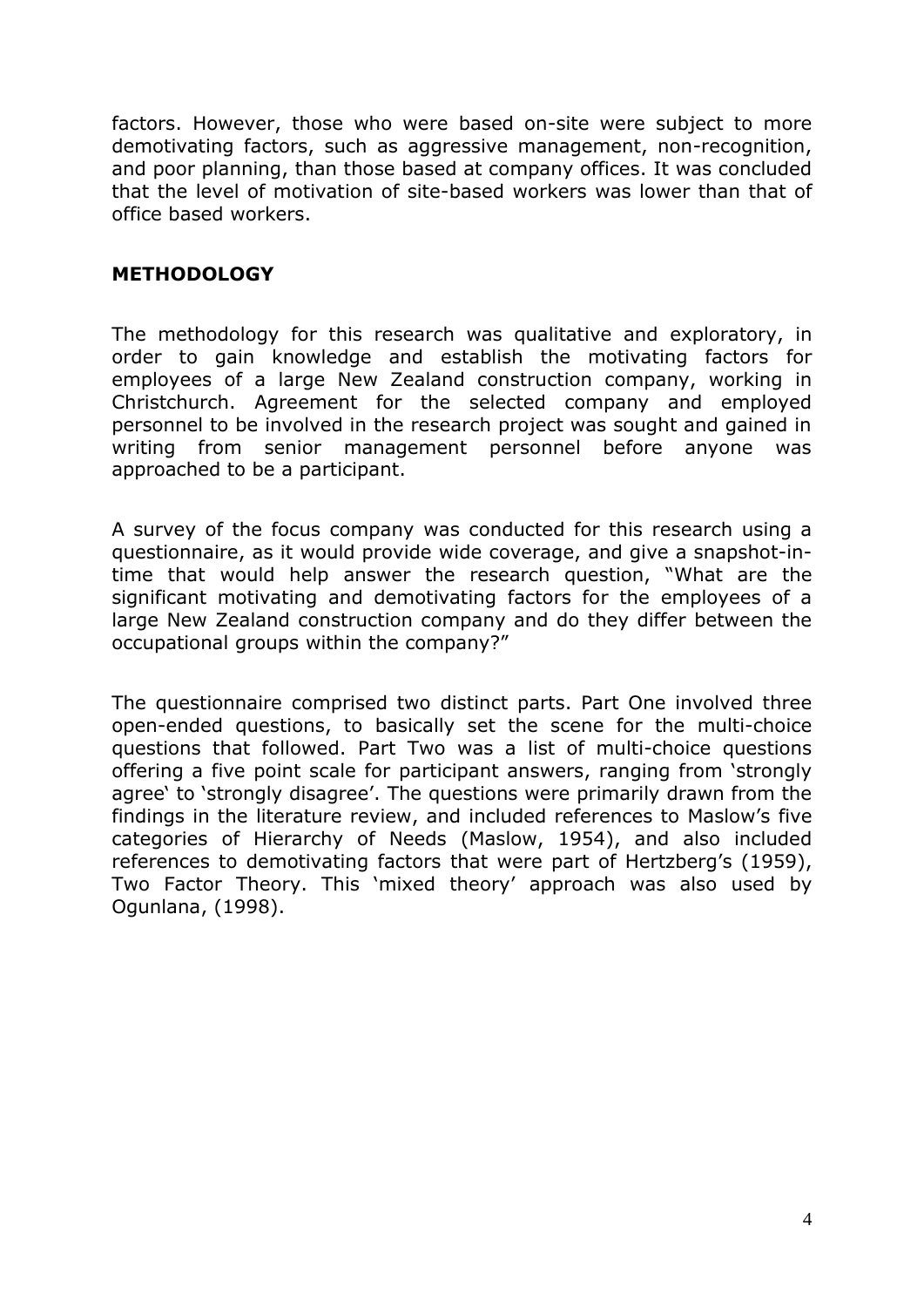factors. However, those who were based on-site were subject to more demotivating factors, such as aggressive management, non-recognition, and poor planning, than those based at company offices. It was concluded that the level of motivation of site-based workers was lower than that of office based workers.

## METHODOLOGY

The methodology for this research was qualitative and exploratory, in order to gain knowledge and establish the motivating factors for employees of a large New Zealand construction company, working in Christchurch. Agreement for the selected company and employed personnel to be involved in the research project was sought and gained in writing from senior management personnel before anyone was approached to be a participant.

A survey of the focus company was conducted for this research using a questionnaire, as it would provide wide coverage, and give a snapshot-in-time that would help answer the research question, "What are the significant motivating and demotivating factors for the employees of a large New Zealand construction company and do they differ between the occupational groups within the company?"

The questionnaire comprised two distinct parts. Part One involved three open-ended questions, to basically set the scene for the multi-choice questions that followed. Part Two was a list of multi-choice questions offering a five point scale for participant answers, ranging from 'strongly agree' to 'strongly disagree'. The questions were primarily drawn from the findings in the literature review, and included references to Maslow's five categories of Hierarchy of Needs (Maslow, 1954), and also included references to demotivating factors that were part of Hertzberg's (1959), Two Factor Theory. This 'mixed theory' approach was also used by Ogunlana, (1998).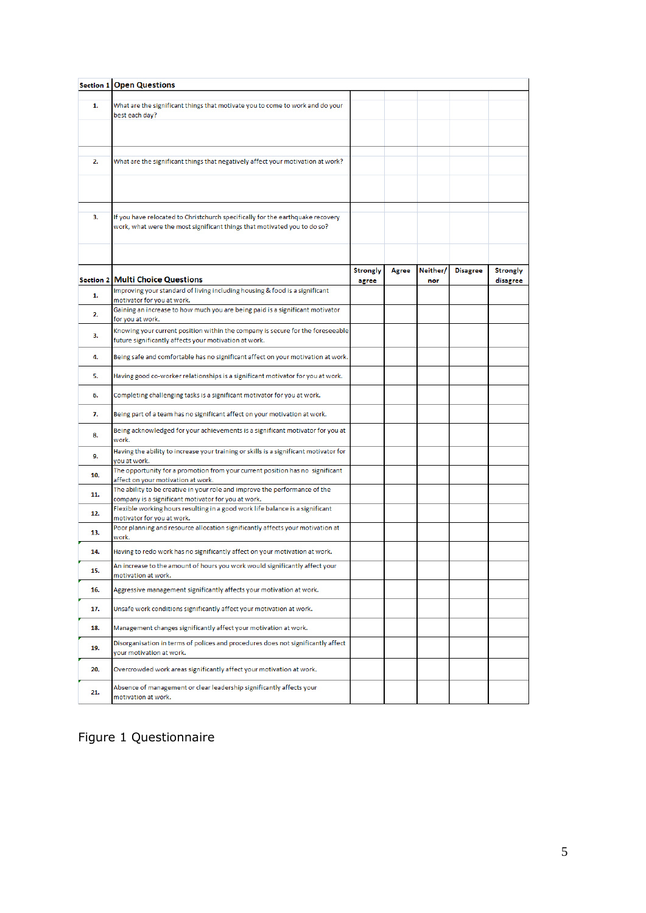| Section 1 | Open Questions | | | | | |
|---|---|---|---|---|---|---|
| 1. | What are the significant things that motivate you to come to work and do your best each day? | | | | | |
| 2. | What are the significant things that negatively affect your motivation at work? | | | | | |
| 3. | If you have relocated to Christchurch specifically for the earthquake recovery work, what were the most significant things that motivated you to do so? | | | | | |
| **Section 2** | **Multi Choice Questions** | **Strongly agree** | **Agree** | **Neither/ nor** | **Disagree** | **Strongly disagree** |
| 1. | Improving your standard of living including housing & food is a significant motivator for you at work. | | | | | |
| 2. | Gaining an increase to how much you are being paid is a significant motivator for you at work. | | | | | |
| 3. | Knowing your current position within the company is secure for the foreseeable future significantly affects your motivation at work. | | | | | |
| 4. | Being safe and comfortable has no significant affect on your motivation at work. | | | | | |
| 5. | Having good co-worker relationships is a significant motivator for you at work. | | | | | |
| 6. | Completing challenging tasks is a significant motivator for you at work. | | | | | |
| 7. | Being part of a team has no significant affect on your motivation at work. | | | | | |
| 8. | Being acknowledged for your achievements is a significant motivator for you at work. | | | | | |
| 9. | Having the ability to increase your training or skills is a significant motivator for you at work. | | | | | |
| 10. | The opportunity for a promotion from your current position has no significant affect on your motivation at work. | | | | | |
| 11. | The ability to be creative in your role and improve the performance of the company is a significant motivator for you at work. | | | | | |
| 12. | Flexible working hours resulting in a good work life balance is a significant motivator for you at work. | | | | | |
| 13. | Poor planning and resource allocation significantly affects your motivation at work. | | | | | |
| 14. | Having to redo work has no significantly affect on your motivation at work. | | | | | |
| 15. | An increase to the amount of hours you work would significantly affect your motivation at work. | | | | | |
| 16. | Aggressive management significantly affects your motivation at work. | | | | | |
| 17. | Unsafe work conditions significantly affect your motivation at work. | | | | | |
| 18. | Management changes significantly affect your motivation at work. | | | | | |
| 19. | Disorganisation in terms of polices and procedures does not significantly affect your motivation at work. | | | | | |
| 20. | Overcrowded work areas significantly affect your motivation at work. | | | | | |
| 21. | Absence of management or clear leadership significantly affects your motivation at work. | | | | | |

Figure 1 Questionnaire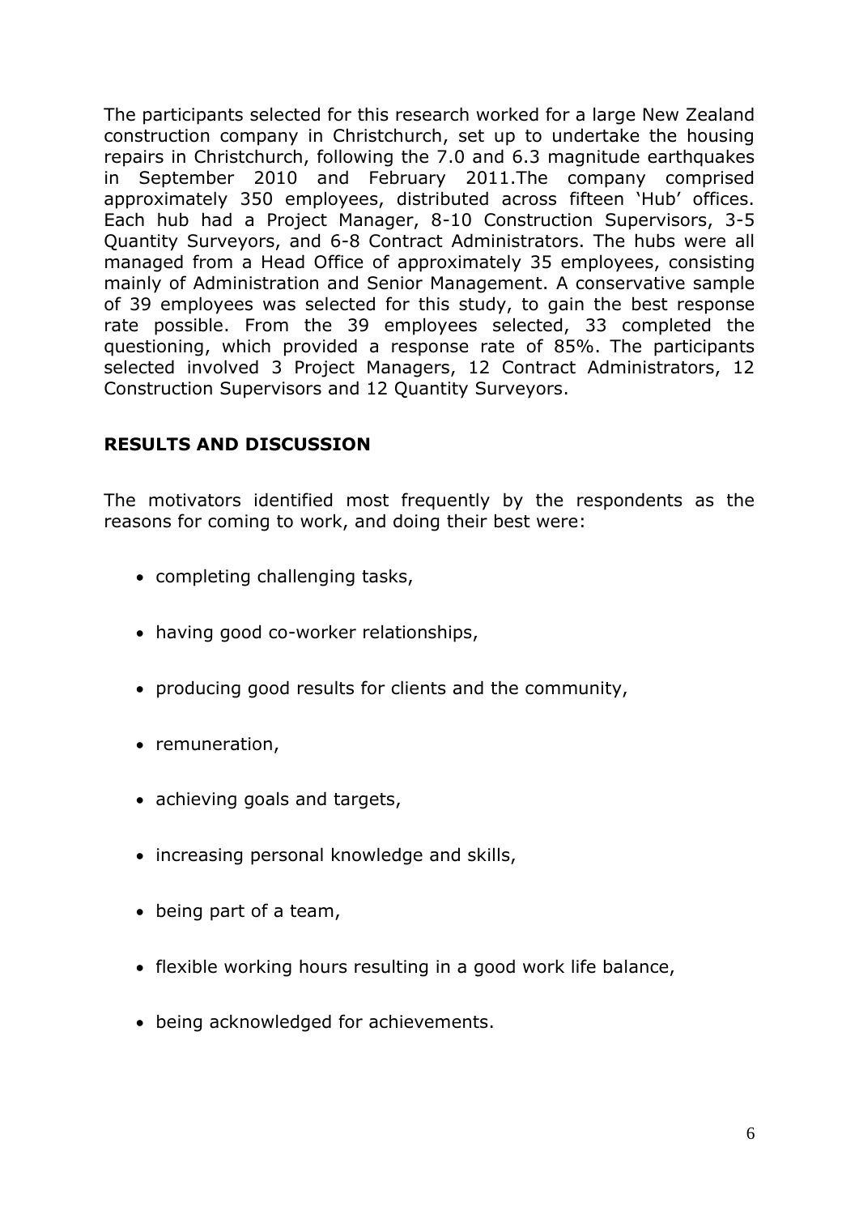The participants selected for this research worked for a large New Zealand construction company in Christchurch, set up to undertake the housing repairs in Christchurch, following the 7.0 and 6.3 magnitude earthquakes in September 2010 and February 2011.The company comprised approximately 350 employees, distributed across fifteen 'Hub' offices. Each hub had a Project Manager, 8-10 Construction Supervisors, 3-5 Quantity Surveyors, and 6-8 Contract Administrators. The hubs were all managed from a Head Office of approximately 35 employees, consisting mainly of Administration and Senior Management. A conservative sample of 39 employees was selected for this study, to gain the best response rate possible. From the 39 employees selected, 33 completed the questioning, which provided a response rate of 85%. The participants selected involved 3 Project Managers, 12 Contract Administrators, 12 Construction Supervisors and 12 Quantity Surveyors.

## RESULTS AND DISCUSSION

The motivators identified most frequently by the respondents as the reasons for coming to work, and doing their best were:

- completing challenging tasks,
- having good co-worker relationships,
- producing good results for clients and the community,
- remuneration,
- achieving goals and targets,
- increasing personal knowledge and skills,
- being part of a team,
- flexible working hours resulting in a good work life balance,
- being acknowledged for achievements.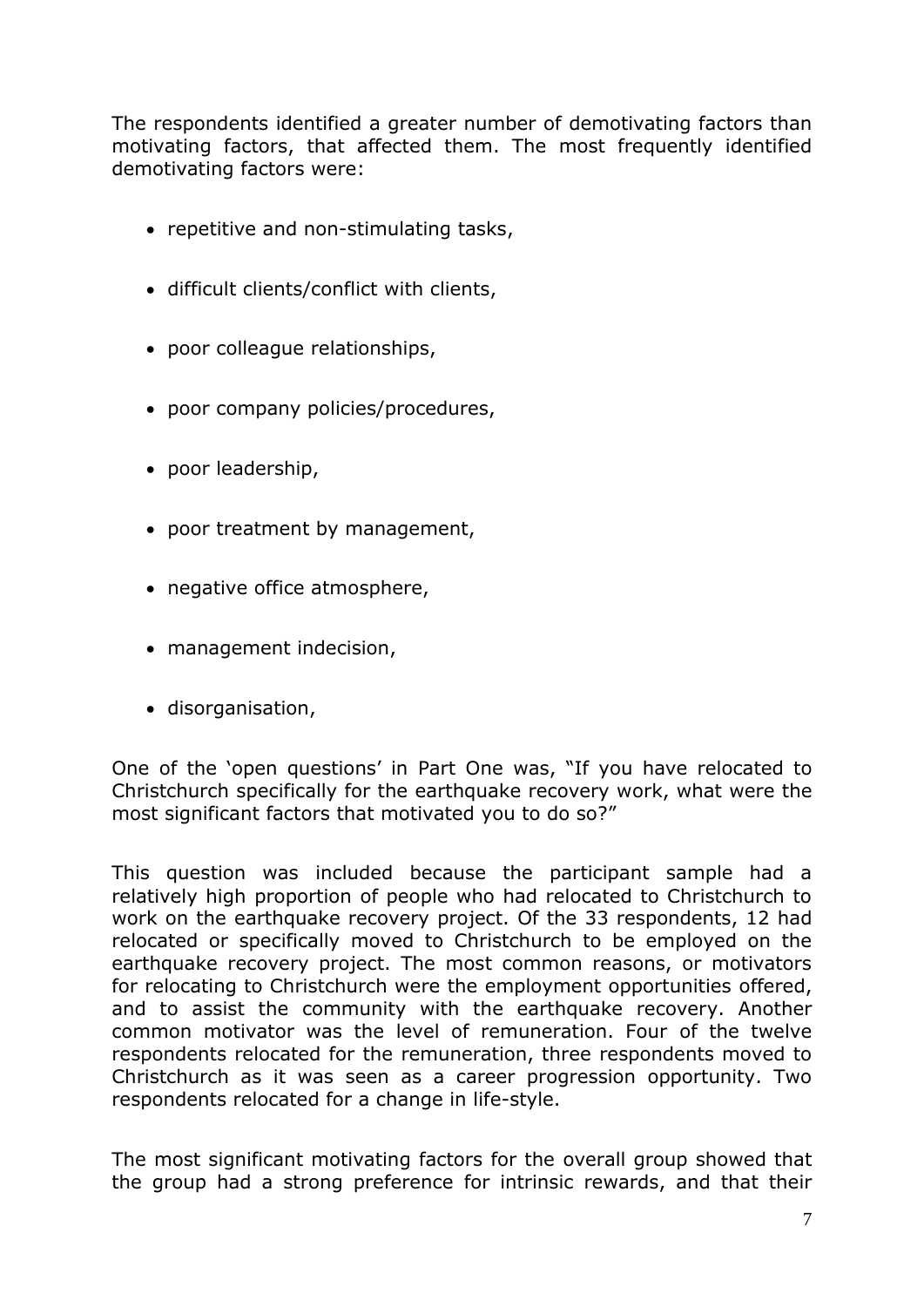The respondents identified a greater number of demotivating factors than motivating factors, that affected them. The most frequently identified demotivating factors were:

- repetitive and non-stimulating tasks,
- difficult clients/conflict with clients,
- poor colleague relationships,
- poor company policies/procedures,
- poor leadership,
- poor treatment by management,
- negative office atmosphere,
- management indecision,
- disorganisation,

One of the 'open questions' in Part One was, "If you have relocated to Christchurch specifically for the earthquake recovery work, what were the most significant factors that motivated you to do so?"

This question was included because the participant sample had a relatively high proportion of people who had relocated to Christchurch to work on the earthquake recovery project. Of the 33 respondents, 12 had relocated or specifically moved to Christchurch to be employed on the earthquake recovery project. The most common reasons, or motivators for relocating to Christchurch were the employment opportunities offered, and to assist the community with the earthquake recovery. Another common motivator was the level of remuneration. Four of the twelve respondents relocated for the remuneration, three respondents moved to Christchurch as it was seen as a career progression opportunity. Two respondents relocated for a change in life-style.

The most significant motivating factors for the overall group showed that the group had a strong preference for intrinsic rewards, and that their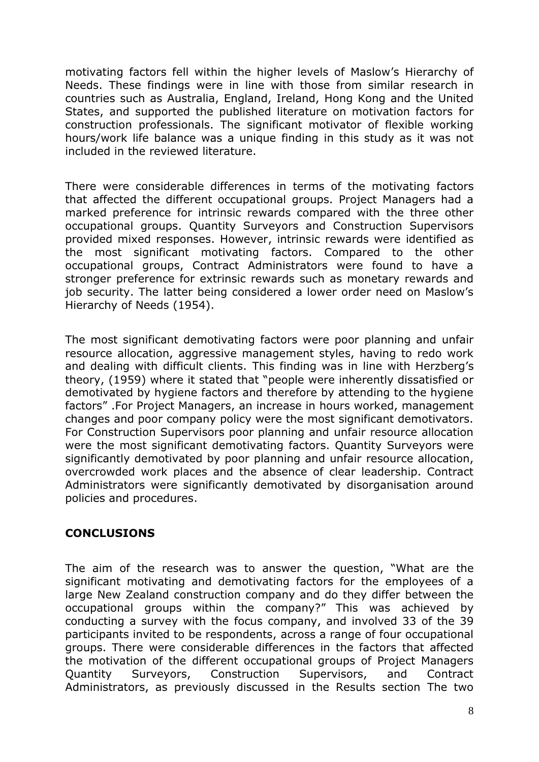motivating factors fell within the higher levels of Maslow's Hierarchy of Needs. These findings were in line with those from similar research in countries such as Australia, England, Ireland, Hong Kong and the United States, and supported the published literature on motivation factors for construction professionals. The significant motivator of flexible working hours/work life balance was a unique finding in this study as it was not included in the reviewed literature.

There were considerable differences in terms of the motivating factors that affected the different occupational groups. Project Managers had a marked preference for intrinsic rewards compared with the three other occupational groups. Quantity Surveyors and Construction Supervisors provided mixed responses. However, intrinsic rewards were identified as the most significant motivating factors. Compared to the other occupational groups, Contract Administrators were found to have a stronger preference for extrinsic rewards such as monetary rewards and job security. The latter being considered a lower order need on Maslow's Hierarchy of Needs (1954).

The most significant demotivating factors were poor planning and unfair resource allocation, aggressive management styles, having to redo work and dealing with difficult clients. This finding was in line with Herzberg's theory, (1959) where it stated that "people were inherently dissatisfied or demotivated by hygiene factors and therefore by attending to the hygiene factors" .For Project Managers, an increase in hours worked, management changes and poor company policy were the most significant demotivators. For Construction Supervisors poor planning and unfair resource allocation were the most significant demotivating factors. Quantity Surveyors were significantly demotivated by poor planning and unfair resource allocation, overcrowded work places and the absence of clear leadership. Contract Administrators were significantly demotivated by disorganisation around policies and procedures.

## CONCLUSIONS

The aim of the research was to answer the question, "What are the significant motivating and demotivating factors for the employees of a large New Zealand construction company and do they differ between the occupational groups within the company?" This was achieved by conducting a survey with the focus company, and involved 33 of the 39 participants invited to be respondents, across a range of four occupational groups. There were considerable differences in the factors that affected the motivation of the different occupational groups of Project Managers Quantity Surveyors, Construction Supervisors, and Contract Administrators, as previously discussed in the Results section The two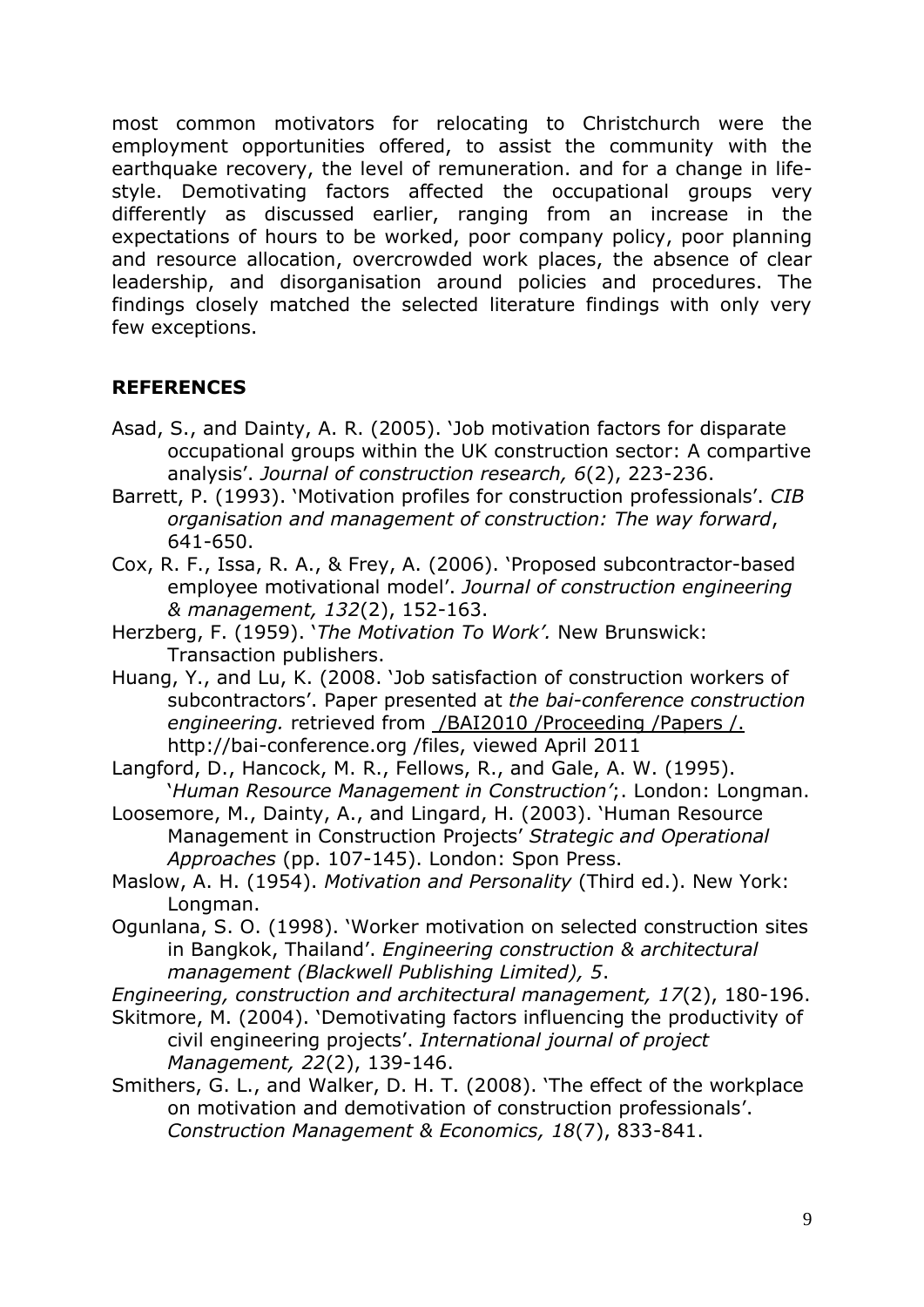most common motivators for relocating to Christchurch were the employment opportunities offered, to assist the community with the earthquake recovery, the level of remuneration. and for a change in life-style. Demotivating factors affected the occupational groups very differently as discussed earlier, ranging from an increase in the expectations of hours to be worked, poor company policy, poor planning and resource allocation, overcrowded work places, the absence of clear leadership, and disorganisation around policies and procedures. The findings closely matched the selected literature findings with only very few exceptions.

## REFERENCES

Asad, S., and Dainty, A. R. (2005). 'Job motivation factors for disparate occupational groups within the UK construction sector: A compartive analysis'. *Journal of construction research, 6*(2), 223-236.

Barrett, P. (1993). 'Motivation profiles for construction professionals'. *CIB organisation and management of construction: The way forward*, 641-650.

Cox, R. F., Issa, R. A., & Frey, A. (2006). 'Proposed subcontractor-based employee motivational model'. *Journal of construction engineering & management, 132*(2), 152-163.

Herzberg, F. (1959). '*The Motivation To Work'.* New Brunswick: Transaction publishers.

Huang, Y., and Lu, K. (2008. 'Job satisfaction of construction workers of subcontractors'. Paper presented at *the bai-conference construction engineering.* retrieved from /BAI2010 /Proceeding /Papers /. http://bai-conference.org /files, viewed April 2011

Langford, D., Hancock, M. R., Fellows, R., and Gale, A. W. (1995). '*Human Resource Management in Construction'*;. London: Longman.

Loosemore, M., Dainty, A., and Lingard, H. (2003). 'Human Resource Management in Construction Projects' *Strategic and Operational Approaches* (pp. 107-145). London: Spon Press.

Maslow, A. H. (1954). *Motivation and Personality* (Third ed.). New York: Longman.

Ogunlana, S. O. (1998). 'Worker motivation on selected construction sites in Bangkok, Thailand'. *Engineering construction & architectural management (Blackwell Publishing Limited), 5*.

*Engineering, construction and architectural management, 17*(2), 180-196.

Skitmore, M. (2004). 'Demotivating factors influencing the productivity of civil engineering projects'. *International journal of project Management, 22*(2), 139-146.

Smithers, G. L., and Walker, D. H. T. (2008). 'The effect of the workplace on motivation and demotivation of construction professionals'. *Construction Management & Economics, 18*(7), 833-841.